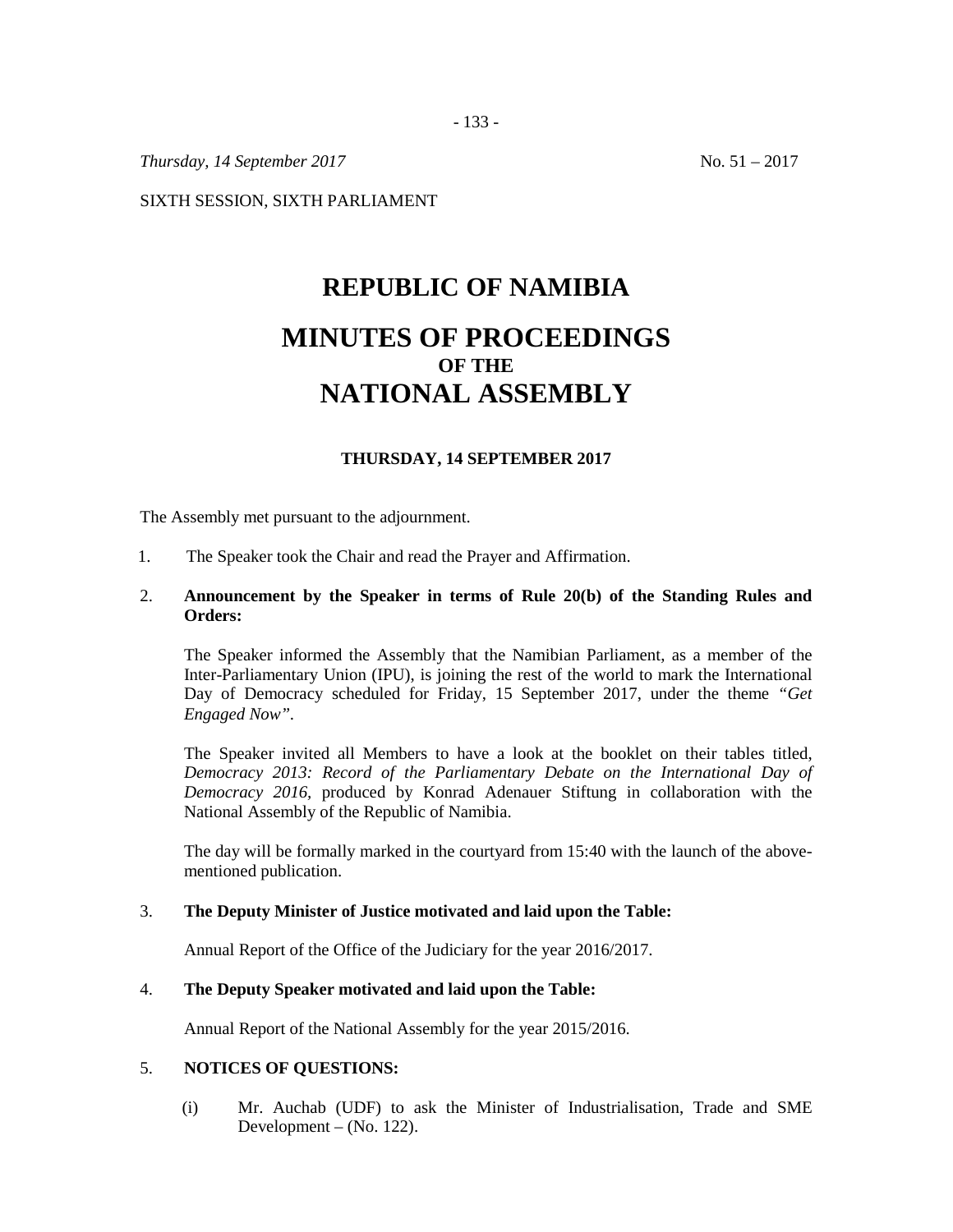*Thursday, 14 September 2017* No. 51 – 2017

SIXTH SESSION, SIXTH PARLIAMENT

# REPUBLIC OF NAMIBIA

# MINUTES OF PROCEEDINGS
## OF THE
# NATIONAL ASSEMBLY

**THURSDAY, 14 SEPTEMBER 2017**

The Assembly met pursuant to the adjournment.

1. The Speaker took the Chair and read the Prayer and Affirmation.

2. **Announcement by the Speaker in terms of Rule 20(b) of the Standing Rules and Orders:**

   The Speaker informed the Assembly that the Namibian Parliament, as a member of the Inter-Parliamentary Union (IPU), is joining the rest of the world to mark the International Day of Democracy scheduled for Friday, 15 September 2017, under the theme *"Get Engaged Now"*.

   The Speaker invited all Members to have a look at the booklet on their tables titled, *Democracy 2013: Record of the Parliamentary Debate on the International Day of Democracy 2016*, produced by Konrad Adenauer Stiftung in collaboration with the National Assembly of the Republic of Namibia.

   The day will be formally marked in the courtyard from 15:40 with the launch of the above-mentioned publication.

3. **The Deputy Minister of Justice motivated and laid upon the Table:**

   Annual Report of the Office of the Judiciary for the year 2016/2017.

4. **The Deputy Speaker motivated and laid upon the Table:**

   Annual Report of the National Assembly for the year 2015/2016.

5. **NOTICES OF QUESTIONS:**

   (i) Mr. Auchab (UDF) to ask the Minister of Industrialisation, Trade and SME Development – (No. 122).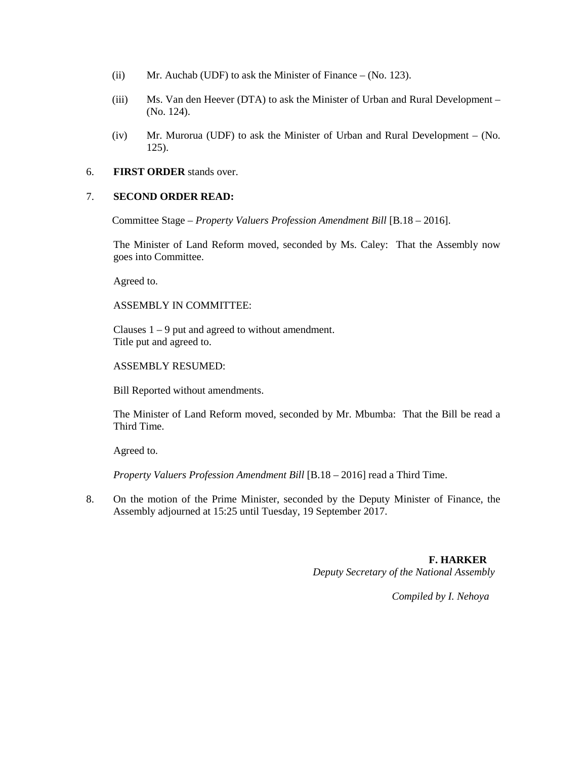(ii) Mr. Auchab (UDF) to ask the Minister of Finance – (No. 123).

(iii) Ms. Van den Heever (DTA) to ask the Minister of Urban and Rural Development – (No. 124).

(iv) Mr. Murorua (UDF) to ask the Minister of Urban and Rural Development – (No. 125).

6. **FIRST ORDER** stands over.

7. **SECOND ORDER READ:**

Committee Stage – *Property Valuers Profession Amendment Bill* [B.18 – 2016].

The Minister of Land Reform moved, seconded by Ms. Caley: That the Assembly now goes into Committee.

Agreed to.

ASSEMBLY IN COMMITTEE:

Clauses 1 – 9 put and agreed to without amendment.
Title put and agreed to.

ASSEMBLY RESUMED:

Bill Reported without amendments.

The Minister of Land Reform moved, seconded by Mr. Mbumba: That the Bill be read a Third Time.

Agreed to.

*Property Valuers Profession Amendment Bill* [B.18 – 2016] read a Third Time.

8. On the motion of the Prime Minister, seconded by the Deputy Minister of Finance, the Assembly adjourned at 15:25 until Tuesday, 19 September 2017.

**F. HARKER**
*Deputy Secretary of the National Assembly*

*Compiled by I. Nehoya*